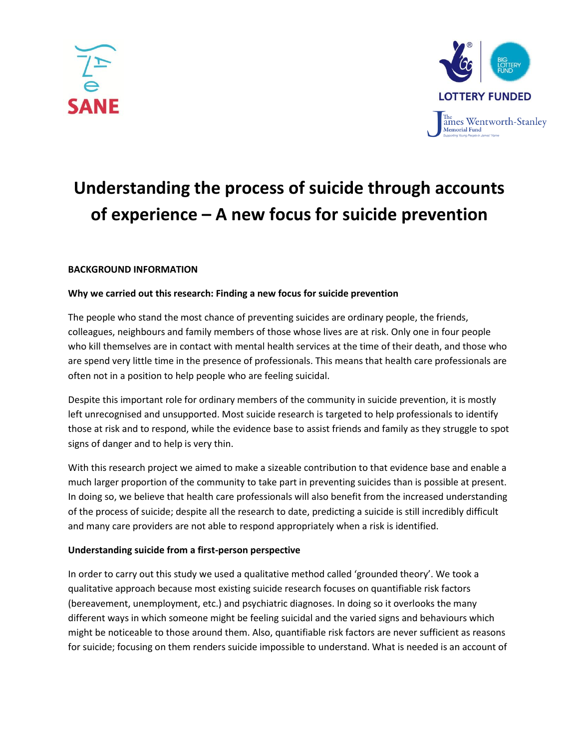SANE

LOTTERY FUNDED

The James Wentworth-Stanley Memorial Fund

# Understanding the process of suicide through accounts of experience – A new focus for suicide prevention

## BACKGROUND INFORMATION

### Why we carried out this research: Finding a new focus for suicide prevention

The people who stand the most chance of preventing suicides are ordinary people, the friends, colleagues, neighbours and family members of those whose lives are at risk. Only one in four people who kill themselves are in contact with mental health services at the time of their death, and those who are spend very little time in the presence of professionals. This means that health care professionals are often not in a position to help people who are feeling suicidal.

Despite this important role for ordinary members of the community in suicide prevention, it is mostly left unrecognised and unsupported. Most suicide research is targeted to help professionals to identify those at risk and to respond, while the evidence base to assist friends and family as they struggle to spot signs of danger and to help is very thin.

With this research project we aimed to make a sizeable contribution to that evidence base and enable a much larger proportion of the community to take part in preventing suicides than is possible at present. In doing so, we believe that health care professionals will also benefit from the increased understanding of the process of suicide; despite all the research to date, predicting a suicide is still incredibly difficult and many care providers are not able to respond appropriately when a risk is identified.

### Understanding suicide from a first-person perspective

In order to carry out this study we used a qualitative method called 'grounded theory'. We took a qualitative approach because most existing suicide research focuses on quantifiable risk factors (bereavement, unemployment, etc.) and psychiatric diagnoses. In doing so it overlooks the many different ways in which someone might be feeling suicidal and the varied signs and behaviours which might be noticeable to those around them. Also, quantifiable risk factors are never sufficient as reasons for suicide; focusing on them renders suicide impossible to understand. What is needed is an account of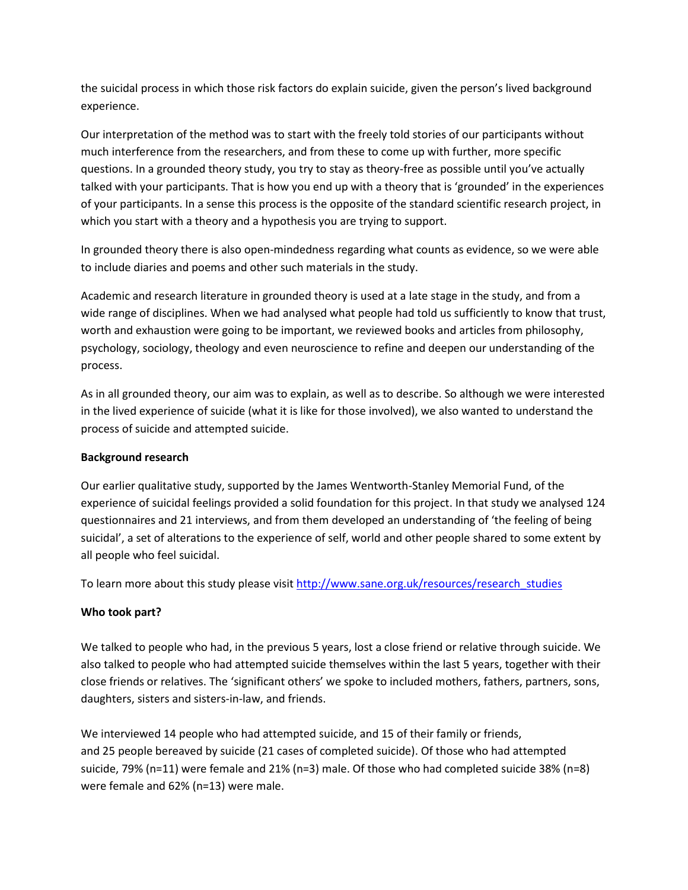the suicidal process in which those risk factors do explain suicide, given the person's lived background experience.

Our interpretation of the method was to start with the freely told stories of our participants without much interference from the researchers, and from these to come up with further, more specific questions. In a grounded theory study, you try to stay as theory-free as possible until you've actually talked with your participants. That is how you end up with a theory that is 'grounded' in the experiences of your participants. In a sense this process is the opposite of the standard scientific research project, in which you start with a theory and a hypothesis you are trying to support.

In grounded theory there is also open-mindedness regarding what counts as evidence, so we were able to include diaries and poems and other such materials in the study.

Academic and research literature in grounded theory is used at a late stage in the study, and from a wide range of disciplines. When we had analysed what people had told us sufficiently to know that trust, worth and exhaustion were going to be important, we reviewed books and articles from philosophy, psychology, sociology, theology and even neuroscience to refine and deepen our understanding of the process.

As in all grounded theory, our aim was to explain, as well as to describe. So although we were interested in the lived experience of suicide (what it is like for those involved), we also wanted to understand the process of suicide and attempted suicide.

**Background research**

Our earlier qualitative study, supported by the James Wentworth-Stanley Memorial Fund, of the experience of suicidal feelings provided a solid foundation for this project. In that study we analysed 124 questionnaires and 21 interviews, and from them developed an understanding of 'the feeling of being suicidal', a set of alterations to the experience of self, world and other people shared to some extent by all people who feel suicidal.

To learn more about this study please visit [http://www.sane.org.uk/resources/research_studies](http://www.sane.org.uk/resources/research_studies)

**Who took part?**

We talked to people who had, in the previous 5 years, lost a close friend or relative through suicide. We also talked to people who had attempted suicide themselves within the last 5 years, together with their close friends or relatives. The 'significant others' we spoke to included mothers, fathers, partners, sons, daughters, sisters and sisters-in-law, and friends.

We interviewed 14 people who had attempted suicide, and 15 of their family or friends, and 25 people bereaved by suicide (21 cases of completed suicide). Of those who had attempted suicide, 79% (n=11) were female and 21% (n=3) male. Of those who had completed suicide 38% (n=8) were female and 62% (n=13) were male.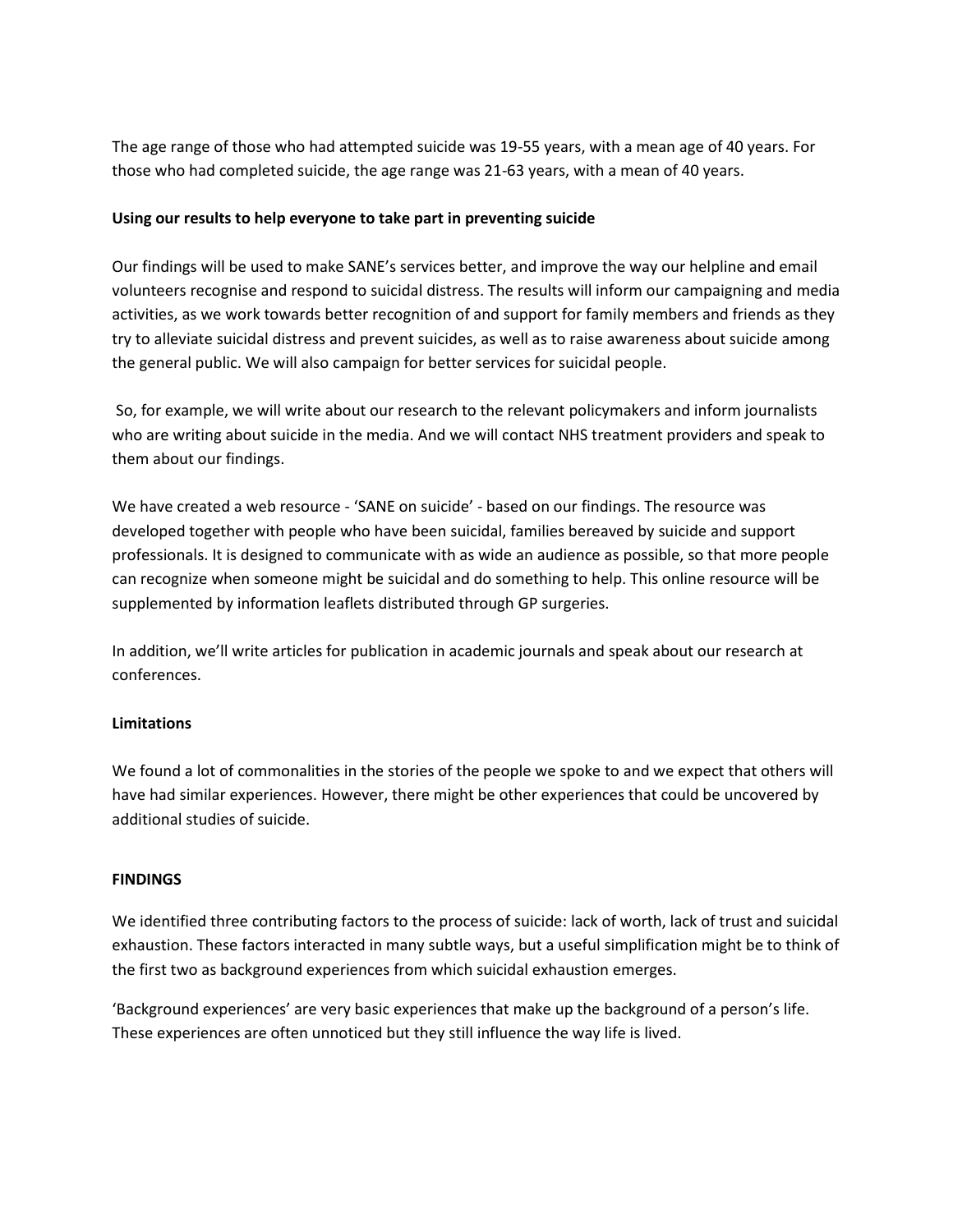The age range of those who had attempted suicide was 19-55 years, with a mean age of 40 years. For those who had completed suicide, the age range was 21-63 years, with a mean of 40 years.

**Using our results to help everyone to take part in preventing suicide**

Our findings will be used to make SANE's services better, and improve the way our helpline and email volunteers recognise and respond to suicidal distress. The results will inform our campaigning and media activities, as we work towards better recognition of and support for family members and friends as they try to alleviate suicidal distress and prevent suicides, as well as to raise awareness about suicide among the general public. We will also campaign for better services for suicidal people.

So, for example, we will write about our research to the relevant policymakers and inform journalists who are writing about suicide in the media. And we will contact NHS treatment providers and speak to them about our findings.

We have created a web resource - 'SANE on suicide' - based on our findings. The resource was developed together with people who have been suicidal, families bereaved by suicide and support professionals. It is designed to communicate with as wide an audience as possible, so that more people can recognize when someone might be suicidal and do something to help. This online resource will be supplemented by information leaflets distributed through GP surgeries.

In addition, we'll write articles for publication in academic journals and speak about our research at conferences.

**Limitations**

We found a lot of commonalities in the stories of the people we spoke to and we expect that others will have had similar experiences. However, there might be other experiences that could be uncovered by additional studies of suicide.

**FINDINGS**

We identified three contributing factors to the process of suicide: lack of worth, lack of trust and suicidal exhaustion. These factors interacted in many subtle ways, but a useful simplification might be to think of the first two as background experiences from which suicidal exhaustion emerges.

'Background experiences' are very basic experiences that make up the background of a person's life. These experiences are often unnoticed but they still influence the way life is lived.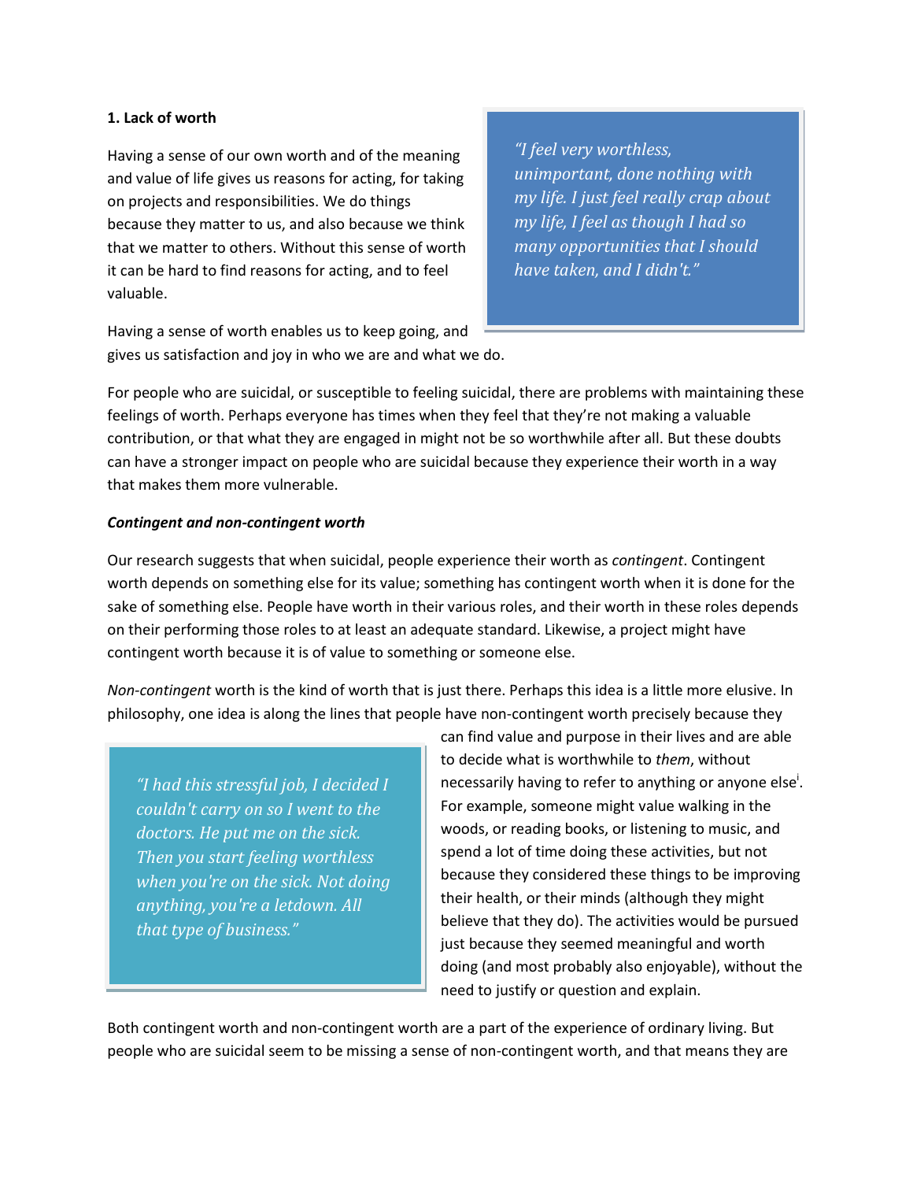**1. Lack of worth**

Having a sense of our own worth and of the meaning and value of life gives us reasons for acting, for taking on projects and responsibilities. We do things because they matter to us, and also because we think that we matter to others. Without this sense of worth it can be hard to find reasons for acting, and to feel valuable.

> *"I feel very worthless, unimportant, done nothing with my life. I just feel really crap about my life, I feel as though I had so many opportunities that I should have taken, and I didn't."*

Having a sense of worth enables us to keep going, and gives us satisfaction and joy in who we are and what we do.

For people who are suicidal, or susceptible to feeling suicidal, there are problems with maintaining these feelings of worth. Perhaps everyone has times when they feel that they're not making a valuable contribution, or that what they are engaged in might not be so worthwhile after all. But these doubts can have a stronger impact on people who are suicidal because they experience their worth in a way that makes them more vulnerable.

***Contingent and non-contingent worth***

Our research suggests that when suicidal, people experience their worth as *contingent*. Contingent worth depends on something else for its value; something has contingent worth when it is done for the sake of something else. People have worth in their various roles, and their worth in these roles depends on their performing those roles to at least an adequate standard. Likewise, a project might have contingent worth because it is of value to something or someone else.

*Non-contingent* worth is the kind of worth that is just there. Perhaps this idea is a little more elusive. In philosophy, one idea is along the lines that people have non-contingent worth precisely because they can find value and purpose in their lives and are able to decide what is worthwhile to *them*, without necessarily having to refer to anything or anyone else[i]. For example, someone might value walking in the woods, or reading books, or listening to music, and spend a lot of time doing these activities, but not because they considered these things to be improving their health, or their minds (although they might believe that they do). The activities would be pursued just because they seemed meaningful and worth doing (and most probably also enjoyable), without the need to justify or question and explain.

> *"I had this stressful job, I decided I couldn't carry on so I went to the doctors. He put me on the sick. Then you start feeling worthless when you're on the sick. Not doing anything, you're a letdown. All that type of business."*

Both contingent worth and non-contingent worth are a part of the experience of ordinary living. But people who are suicidal seem to be missing a sense of non-contingent worth, and that means they are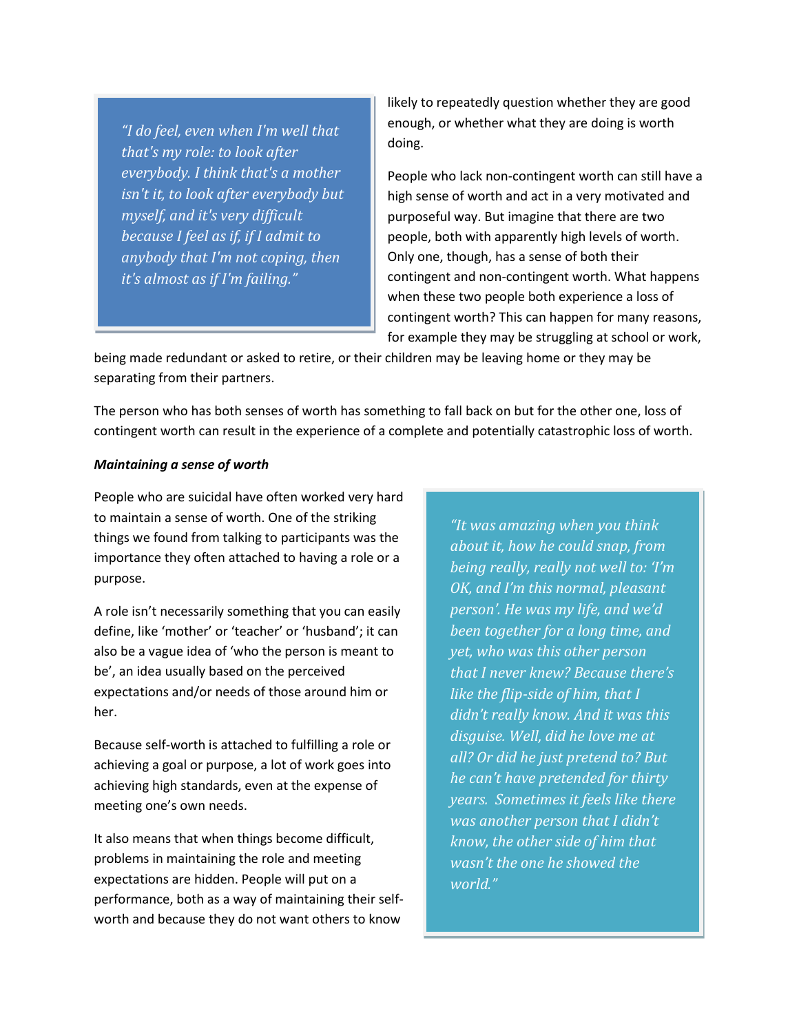> *"I do feel, even when I'm well that that's my role: to look after everybody. I think that's a mother isn't it, to look after everybody but myself, and it's very difficult because I feel as if, if I admit to anybody that I'm not coping, then it's almost as if I'm failing."*

likely to repeatedly question whether they are good enough, or whether what they are doing is worth doing.

People who lack non-contingent worth can still have a high sense of worth and act in a very motivated and purposeful way. But imagine that there are two people, both with apparently high levels of worth. Only one, though, has a sense of both their contingent and non-contingent worth. What happens when these two people both experience a loss of contingent worth? This can happen for many reasons, for example they may be struggling at school or work, being made redundant or asked to retire, or their children may be leaving home or they may be separating from their partners.

The person who has both senses of worth has something to fall back on but for the other one, loss of contingent worth can result in the experience of a complete and potentially catastrophic loss of worth.

***Maintaining a sense of worth***

People who are suicidal have often worked very hard to maintain a sense of worth. One of the striking things we found from talking to participants was the importance they often attached to having a role or a purpose.

A role isn't necessarily something that you can easily define, like 'mother' or 'teacher' or 'husband'; it can also be a vague idea of 'who the person is meant to be', an idea usually based on the perceived expectations and/or needs of those around him or her.

Because self-worth is attached to fulfilling a role or achieving a goal or purpose, a lot of work goes into achieving high standards, even at the expense of meeting one's own needs.

It also means that when things become difficult, problems in maintaining the role and meeting expectations are hidden. People will put on a performance, both as a way of maintaining their self-worth and because they do not want others to know

> *"It was amazing when you think about it, how he could snap, from being really, really not well to: 'I'm OK, and I'm this normal, pleasant person'. He was my life, and we'd been together for a long time, and yet, who was this other person that I never knew? Because there's like the flip-side of him, that I didn't really know. And it was this disguise. Well, did he love me at all? Or did he just pretend to? But he can't have pretended for thirty years. Sometimes it feels like there was another person that I didn't know, the other side of him that wasn't the one he showed the world."*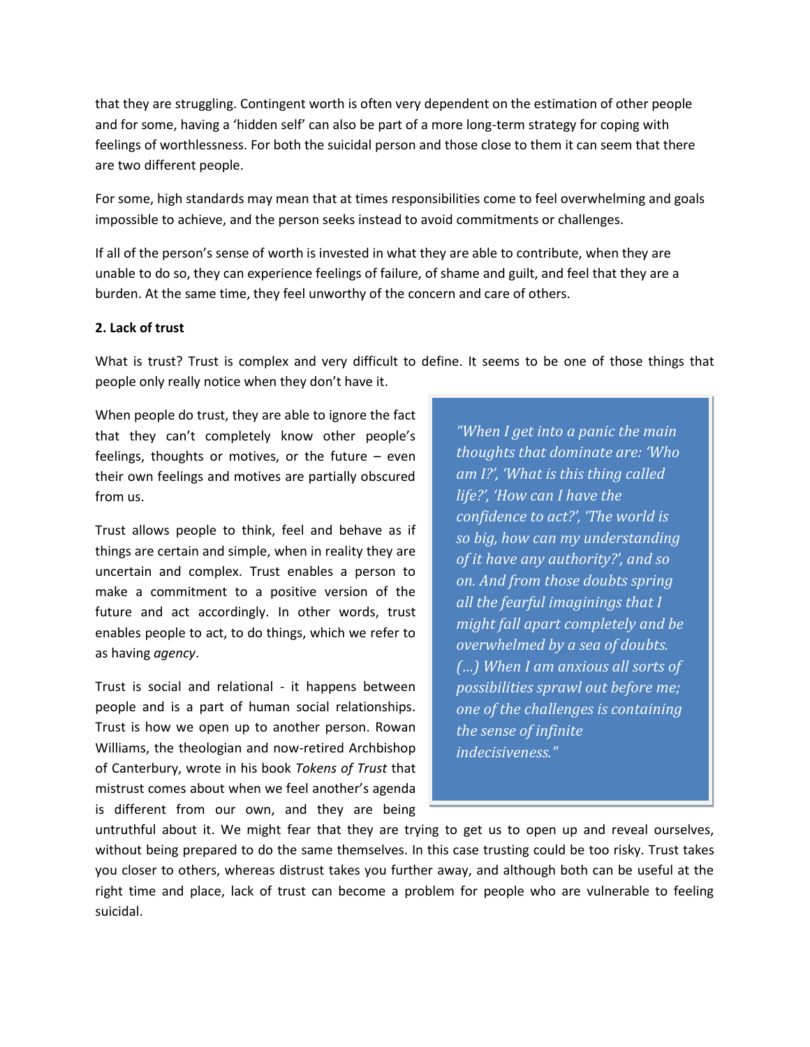that they are struggling. Contingent worth is often very dependent on the estimation of other people and for some, having a 'hidden self' can also be part of a more long-term strategy for coping with feelings of worthlessness. For both the suicidal person and those close to them it can seem that there are two different people.

For some, high standards may mean that at times responsibilities come to feel overwhelming and goals impossible to achieve, and the person seeks instead to avoid commitments or challenges.

If all of the person's sense of worth is invested in what they are able to contribute, when they are unable to do so, they can experience feelings of failure, of shame and guilt, and feel that they are a burden. At the same time, they feel unworthy of the concern and care of others.

**2. Lack of trust**

What is trust? Trust is complex and very difficult to define. It seems to be one of those things that people only really notice when they don't have it.

When people do trust, they are able to ignore the fact that they can't completely know other people's feelings, thoughts or motives, or the future – even their own feelings and motives are partially obscured from us.

Trust allows people to think, feel and behave as if things are certain and simple, when in reality they are uncertain and complex. Trust enables a person to make a commitment to a positive version of the future and act accordingly. In other words, trust enables people to act, to do things, which we refer to as having *agency*.

Trust is social and relational - it happens between people and is a part of human social relationships. Trust is how we open up to another person. Rowan Williams, the theologian and now-retired Archbishop of Canterbury, wrote in his book *Tokens of Trust* that mistrust comes about when we feel another's agenda is different from our own, and they are being untruthful about it. We might fear that they are trying to get us to open up and reveal ourselves, without being prepared to do the same themselves. In this case trusting could be too risky. Trust takes you closer to others, whereas distrust takes you further away, and although both can be useful at the right time and place, lack of trust can become a problem for people who are vulnerable to feeling suicidal.

> *"When I get into a panic the main thoughts that dominate are: 'Who am I?', 'What is this thing called life?', 'How can I have the confidence to act?', 'The world is so big, how can my understanding of it have any authority?', and so on. And from those doubts spring all the fearful imaginings that I might fall apart completely and be overwhelmed by a sea of doubts. (…) When I am anxious all sorts of possibilities sprawl out before me; one of the challenges is containing the sense of infinite indecisiveness."*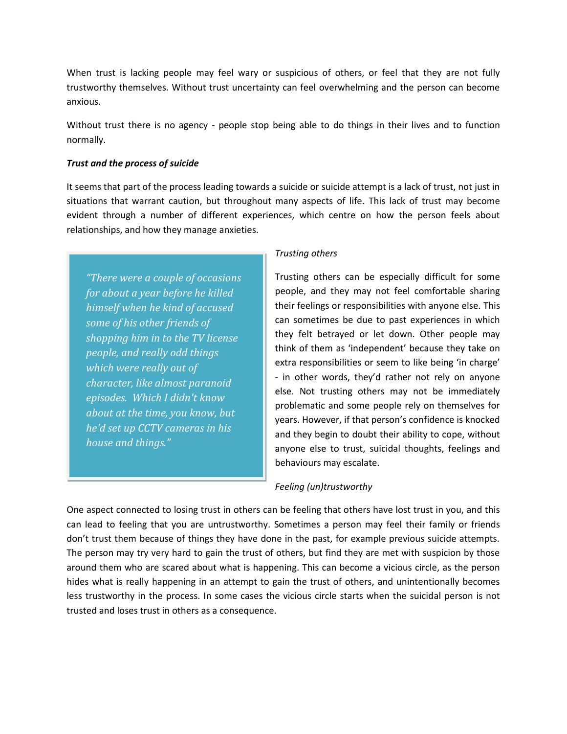When trust is lacking people may feel wary or suspicious of others, or feel that they are not fully trustworthy themselves. Without trust uncertainty can feel overwhelming and the person can become anxious.

Without trust there is no agency - people stop being able to do things in their lives and to function normally.

***Trust and the process of suicide***

It seems that part of the process leading towards a suicide or suicide attempt is a lack of trust, not just in situations that warrant caution, but throughout many aspects of life. This lack of trust may become evident through a number of different experiences, which centre on how the person feels about relationships, and how they manage anxieties.

> *"There were a couple of occasions for about a year before he killed himself when he kind of accused some of his other friends of shopping him in to the TV license people, and really odd things which were really out of character, like almost paranoid episodes. Which I didn't know about at the time, you know, but he'd set up CCTV cameras in his house and things."*

*Trusting others*

Trusting others can be especially difficult for some people, and they may not feel comfortable sharing their feelings or responsibilities with anyone else. This can sometimes be due to past experiences in which they felt betrayed or let down. Other people may think of them as 'independent' because they take on extra responsibilities or seem to like being 'in charge' - in other words, they'd rather not rely on anyone else. Not trusting others may not be immediately problematic and some people rely on themselves for years. However, if that person's confidence is knocked and they begin to doubt their ability to cope, without anyone else to trust, suicidal thoughts, feelings and behaviours may escalate.

*Feeling (un)trustworthy*

One aspect connected to losing trust in others can be feeling that others have lost trust in you, and this can lead to feeling that you are untrustworthy. Sometimes a person may feel their family or friends don't trust them because of things they have done in the past, for example previous suicide attempts. The person may try very hard to gain the trust of others, but find they are met with suspicion by those around them who are scared about what is happening. This can become a vicious circle, as the person hides what is really happening in an attempt to gain the trust of others, and unintentionally becomes less trustworthy in the process. In some cases the vicious circle starts when the suicidal person is not trusted and loses trust in others as a consequence.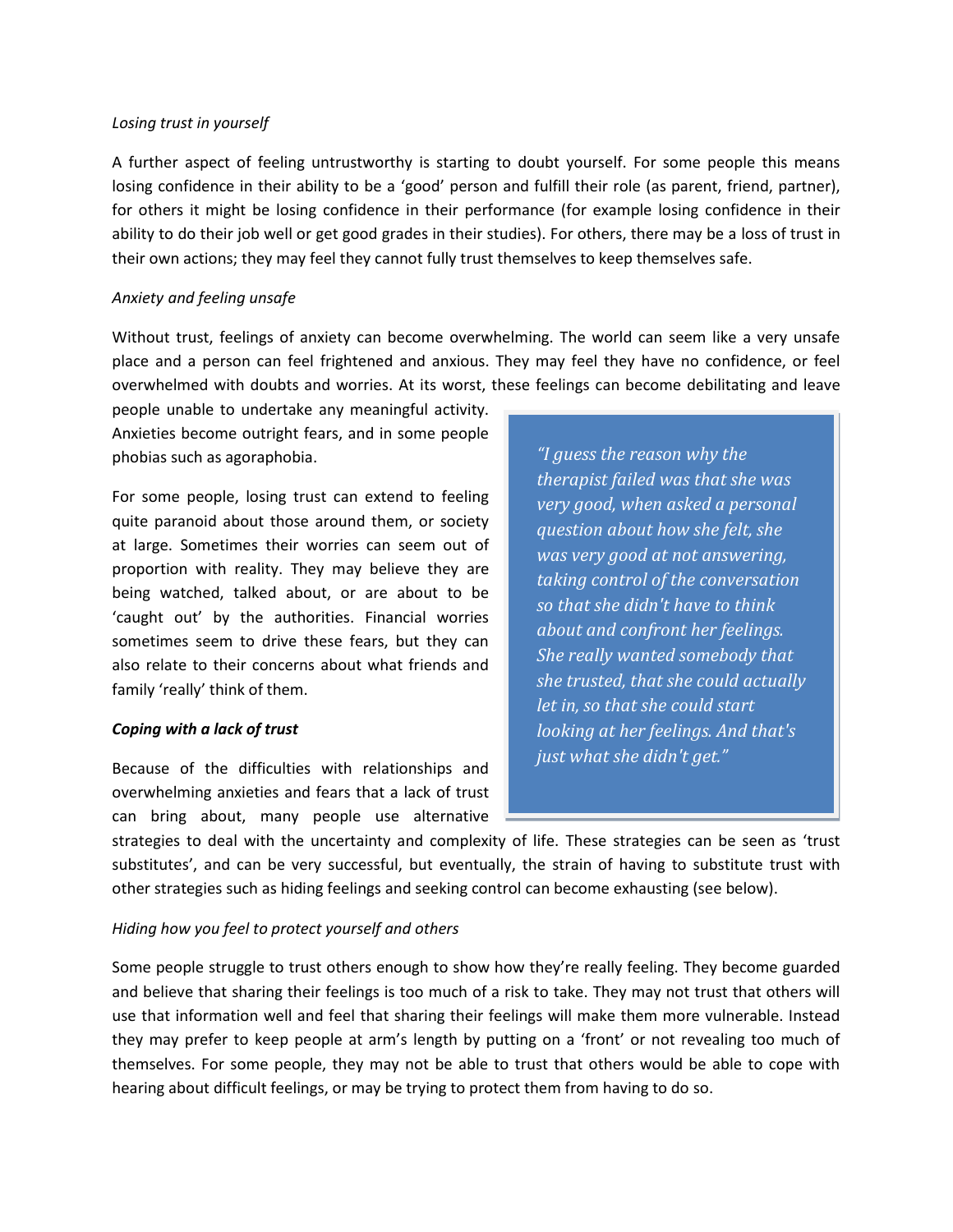*Losing trust in yourself*

A further aspect of feeling untrustworthy is starting to doubt yourself. For some people this means losing confidence in their ability to be a 'good' person and fulfill their role (as parent, friend, partner), for others it might be losing confidence in their performance (for example losing confidence in their ability to do their job well or get good grades in their studies). For others, there may be a loss of trust in their own actions; they may feel they cannot fully trust themselves to keep themselves safe.

*Anxiety and feeling unsafe*

Without trust, feelings of anxiety can become overwhelming. The world can seem like a very unsafe place and a person can feel frightened and anxious. They may feel they have no confidence, or feel overwhelmed with doubts and worries. At its worst, these feelings can become debilitating and leave people unable to undertake any meaningful activity. Anxieties become outright fears, and in some people phobias such as agoraphobia.

For some people, losing trust can extend to feeling quite paranoid about those around them, or society at large. Sometimes their worries can seem out of proportion with reality. They may believe they are being watched, talked about, or are about to be 'caught out' by the authorities. Financial worries sometimes seem to drive these fears, but they can also relate to their concerns about what friends and family 'really' think of them.

> *"I guess the reason why the therapist failed was that she was very good, when asked a personal question about how she felt, she was very good at not answering, taking control of the conversation so that she didn't have to think about and confront her feelings. She really wanted somebody that she trusted, that she could actually let in, so that she could start looking at her feelings. And that's just what she didn't get."*

***Coping with a lack of trust***

Because of the difficulties with relationships and overwhelming anxieties and fears that a lack of trust can bring about, many people use alternative strategies to deal with the uncertainty and complexity of life. These strategies can be seen as 'trust substitutes', and can be very successful, but eventually, the strain of having to substitute trust with other strategies such as hiding feelings and seeking control can become exhausting (see below).

*Hiding how you feel to protect yourself and others*

Some people struggle to trust others enough to show how they're really feeling. They become guarded and believe that sharing their feelings is too much of a risk to take. They may not trust that others will use that information well and feel that sharing their feelings will make them more vulnerable. Instead they may prefer to keep people at arm's length by putting on a 'front' or not revealing too much of themselves. For some people, they may not be able to trust that others would be able to cope with hearing about difficult feelings, or may be trying to protect them from having to do so.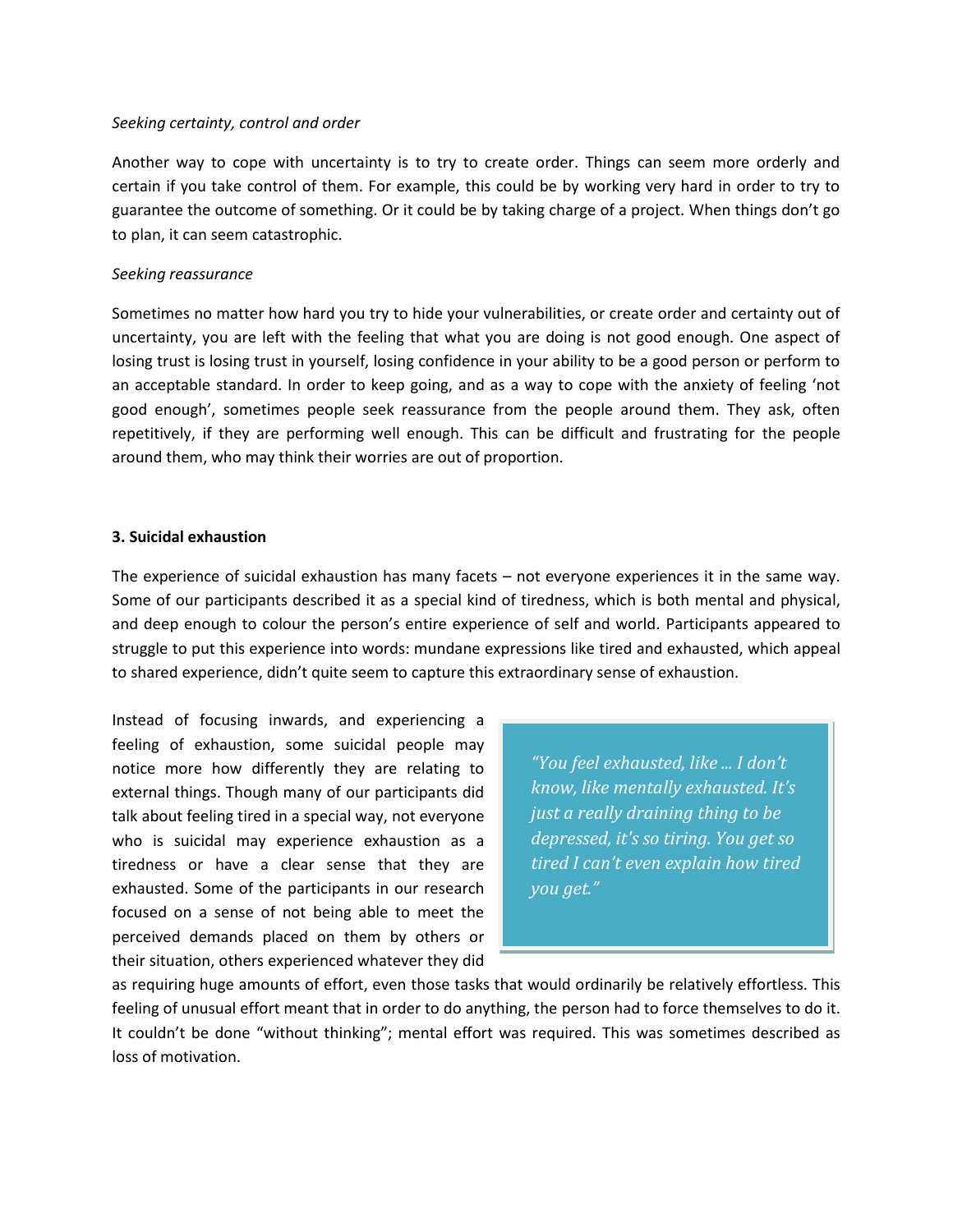*Seeking certainty, control and order*

Another way to cope with uncertainty is to try to create order. Things can seem more orderly and certain if you take control of them. For example, this could be by working very hard in order to try to guarantee the outcome of something. Or it could be by taking charge of a project. When things don't go to plan, it can seem catastrophic.

*Seeking reassurance*

Sometimes no matter how hard you try to hide your vulnerabilities, or create order and certainty out of uncertainty, you are left with the feeling that what you are doing is not good enough. One aspect of losing trust is losing trust in yourself, losing confidence in your ability to be a good person or perform to an acceptable standard. In order to keep going, and as a way to cope with the anxiety of feeling 'not good enough', sometimes people seek reassurance from the people around them. They ask, often repetitively, if they are performing well enough. This can be difficult and frustrating for the people around them, who may think their worries are out of proportion.

**3. Suicidal exhaustion**

The experience of suicidal exhaustion has many facets – not everyone experiences it in the same way. Some of our participants described it as a special kind of tiredness, which is both mental and physical, and deep enough to colour the person's entire experience of self and world. Participants appeared to struggle to put this experience into words: mundane expressions like tired and exhausted, which appeal to shared experience, didn't quite seem to capture this extraordinary sense of exhaustion.

> *"You feel exhausted, like … I don't know, like mentally exhausted. It's just a really draining thing to be depressed, it's so tiring. You get so tired I can't even explain how tired you get."*

Instead of focusing inwards, and experiencing a feeling of exhaustion, some suicidal people may notice more how differently they are relating to external things. Though many of our participants did talk about feeling tired in a special way, not everyone who is suicidal may experience exhaustion as a tiredness or have a clear sense that they are exhausted. Some of the participants in our research focused on a sense of not being able to meet the perceived demands placed on them by others or their situation, others experienced whatever they did as requiring huge amounts of effort, even those tasks that would ordinarily be relatively effortless. This feeling of unusual effort meant that in order to do anything, the person had to force themselves to do it. It couldn't be done "without thinking"; mental effort was required. This was sometimes described as loss of motivation.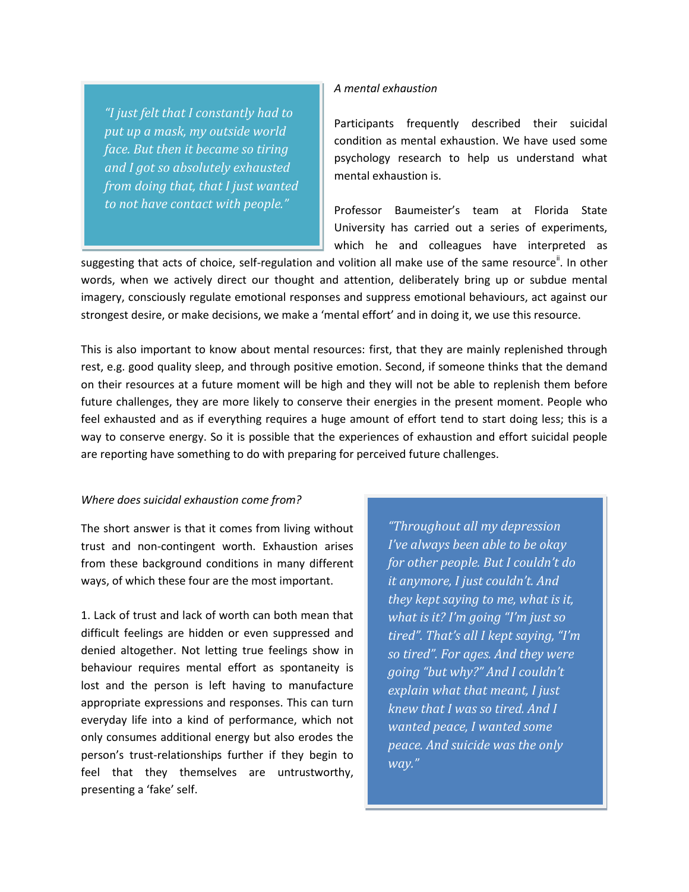> *"I just felt that I constantly had to put up a mask, my outside world face. But then it became so tiring and I got so absolutely exhausted from doing that, that I just wanted to not have contact with people."*

*A mental exhaustion*

Participants frequently described their suicidal condition as mental exhaustion. We have used some psychology research to help us understand what mental exhaustion is.

Professor Baumeister's team at Florida State University has carried out a series of experiments, which he and colleagues have interpreted as suggesting that acts of choice, self-regulation and volition all make use of the same resource[ii]. In other words, when we actively direct our thought and attention, deliberately bring up or subdue mental imagery, consciously regulate emotional responses and suppress emotional behaviours, act against our strongest desire, or make decisions, we make a 'mental effort' and in doing it, we use this resource.

This is also important to know about mental resources: first, that they are mainly replenished through rest, e.g. good quality sleep, and through positive emotion. Second, if someone thinks that the demand on their resources at a future moment will be high and they will not be able to replenish them before future challenges, they are more likely to conserve their energies in the present moment. People who feel exhausted and as if everything requires a huge amount of effort tend to start doing less; this is a way to conserve energy. So it is possible that the experiences of exhaustion and effort suicidal people are reporting have something to do with preparing for perceived future challenges.

*Where does suicidal exhaustion come from?*

The short answer is that it comes from living without trust and non-contingent worth. Exhaustion arises from these background conditions in many different ways, of which these four are the most important.

1. Lack of trust and lack of worth can both mean that difficult feelings are hidden or even suppressed and denied altogether. Not letting true feelings show in behaviour requires mental effort as spontaneity is lost and the person is left having to manufacture appropriate expressions and responses. This can turn everyday life into a kind of performance, which not only consumes additional energy but also erodes the person's trust-relationships further if they begin to feel that they themselves are untrustworthy, presenting a 'fake' self.

> *"Throughout all my depression I've always been able to be okay for other people. But I couldn't do it anymore, I just couldn't. And they kept saying to me, what is it, what is it? I'm going "I'm just so tired". That's all I kept saying, "I'm so tired". For ages. And they were going "but why?" And I couldn't explain what that meant, I just knew that I was so tired. And I wanted peace, I wanted some peace. And suicide was the only way."*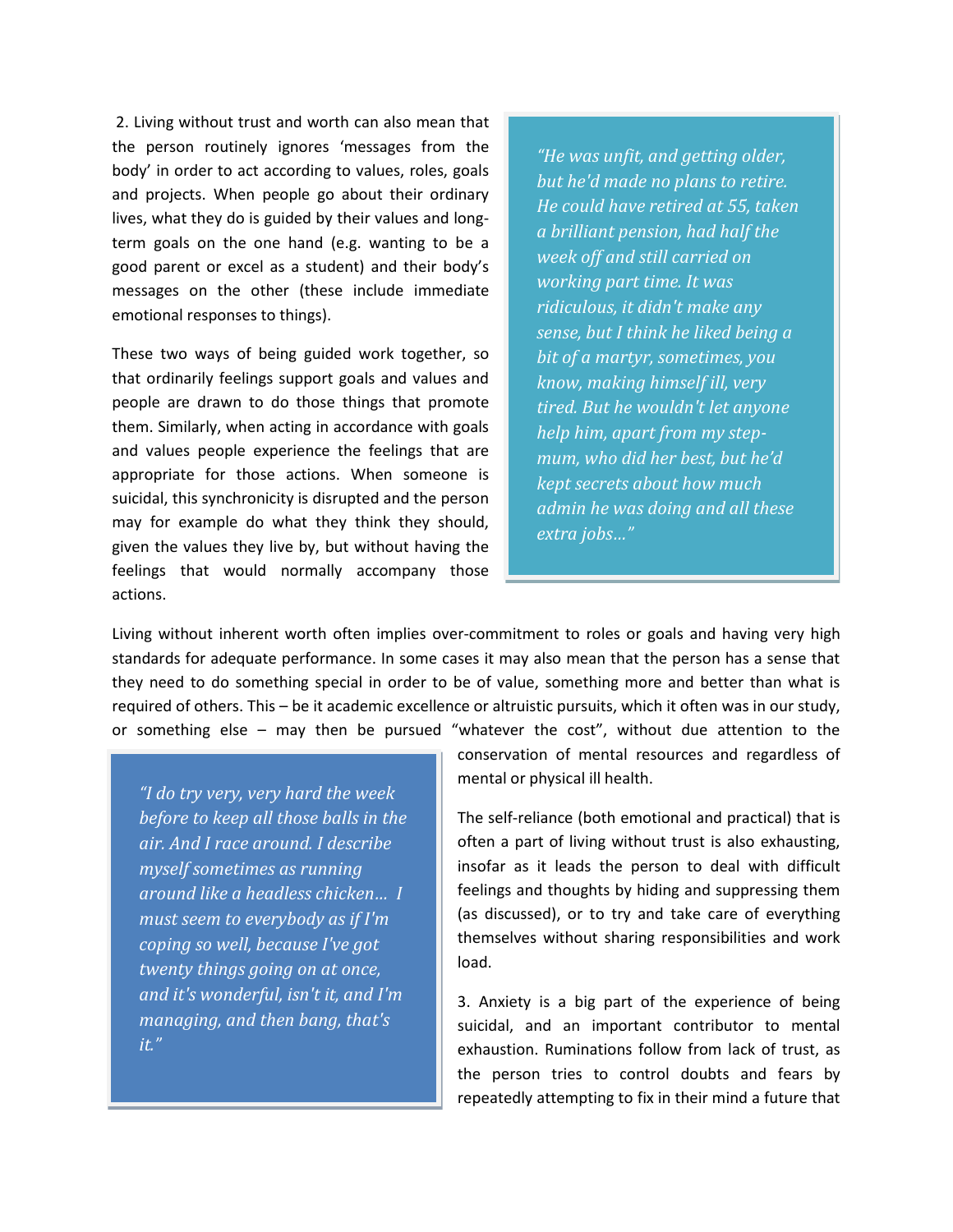2. Living without trust and worth can also mean that the person routinely ignores 'messages from the body' in order to act according to values, roles, goals and projects. When people go about their ordinary lives, what they do is guided by their values and long-term goals on the one hand (e.g. wanting to be a good parent or excel as a student) and their body's messages on the other (these include immediate emotional responses to things).

These two ways of being guided work together, so that ordinarily feelings support goals and values and people are drawn to do those things that promote them. Similarly, when acting in accordance with goals and values people experience the feelings that are appropriate for those actions. When someone is suicidal, this synchronicity is disrupted and the person may for example do what they think they should, given the values they live by, but without having the feelings that would normally accompany those actions.

> *"He was unfit, and getting older, but he'd made no plans to retire. He could have retired at 55, taken a brilliant pension, had half the week off and still carried on working part time. It was ridiculous, it didn't make any sense, but I think he liked being a bit of a martyr, sometimes, you know, making himself ill, very tired. But he wouldn't let anyone help him, apart from my step-mum, who did her best, but he'd kept secrets about how much admin he was doing and all these extra jobs…"*

Living without inherent worth often implies over-commitment to roles or goals and having very high standards for adequate performance. In some cases it may also mean that the person has a sense that they need to do something special in order to be of value, something more and better than what is required of others. This – be it academic excellence or altruistic pursuits, which it often was in our study, or something else – may then be pursued "whatever the cost", without due attention to the conservation of mental resources and regardless of mental or physical ill health.

> *"I do try very, very hard the week before to keep all those balls in the air. And I race around. I describe myself sometimes as running around like a headless chicken… I must seem to everybody as if I'm coping so well, because I've got twenty things going on at once, and it's wonderful, isn't it, and I'm managing, and then bang, that's it."*

The self-reliance (both emotional and practical) that is often a part of living without trust is also exhausting, insofar as it leads the person to deal with difficult feelings and thoughts by hiding and suppressing them (as discussed), or to try and take care of everything themselves without sharing responsibilities and work load.

3. Anxiety is a big part of the experience of being suicidal, and an important contributor to mental exhaustion. Ruminations follow from lack of trust, as the person tries to control doubts and fears by repeatedly attempting to fix in their mind a future that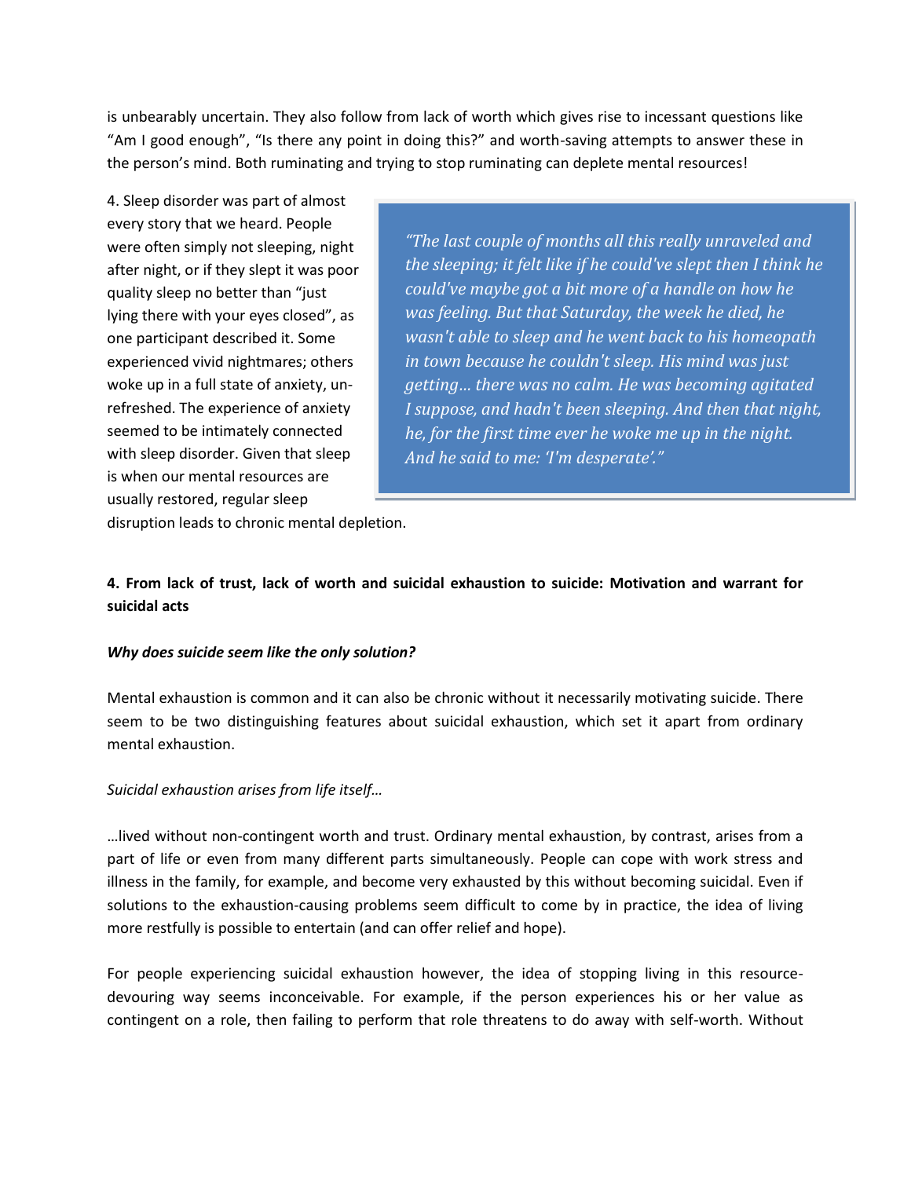is unbearably uncertain. They also follow from lack of worth which gives rise to incessant questions like "Am I good enough", "Is there any point in doing this?" and worth-saving attempts to answer these in the person's mind. Both ruminating and trying to stop ruminating can deplete mental resources!

4. Sleep disorder was part of almost every story that we heard. People were often simply not sleeping, night after night, or if they slept it was poor quality sleep no better than "just lying there with your eyes closed", as one participant described it. Some experienced vivid nightmares; others woke up in a full state of anxiety, un-refreshed. The experience of anxiety seemed to be intimately connected with sleep disorder. Given that sleep is when our mental resources are usually restored, regular sleep disruption leads to chronic mental depletion.

> *"The last couple of months all this really unraveled and the sleeping; it felt like if he could've slept then I think he could've maybe got a bit more of a handle on how he was feeling. But that Saturday, the week he died, he wasn't able to sleep and he went back to his homeopath in town because he couldn't sleep. His mind was just getting… there was no calm. He was becoming agitated I suppose, and hadn't been sleeping. And then that night, he, for the first time ever he woke me up in the night. And he said to me: 'I'm desperate'."*

**4. From lack of trust, lack of worth and suicidal exhaustion to suicide: Motivation and warrant for suicidal acts**

***Why does suicide seem like the only solution?***

Mental exhaustion is common and it can also be chronic without it necessarily motivating suicide. There seem to be two distinguishing features about suicidal exhaustion, which set it apart from ordinary mental exhaustion.

*Suicidal exhaustion arises from life itself…*

…lived without non-contingent worth and trust. Ordinary mental exhaustion, by contrast, arises from a part of life or even from many different parts simultaneously. People can cope with work stress and illness in the family, for example, and become very exhausted by this without becoming suicidal. Even if solutions to the exhaustion-causing problems seem difficult to come by in practice, the idea of living more restfully is possible to entertain (and can offer relief and hope).

For people experiencing suicidal exhaustion however, the idea of stopping living in this resource-devouring way seems inconceivable. For example, if the person experiences his or her value as contingent on a role, then failing to perform that role threatens to do away with self-worth. Without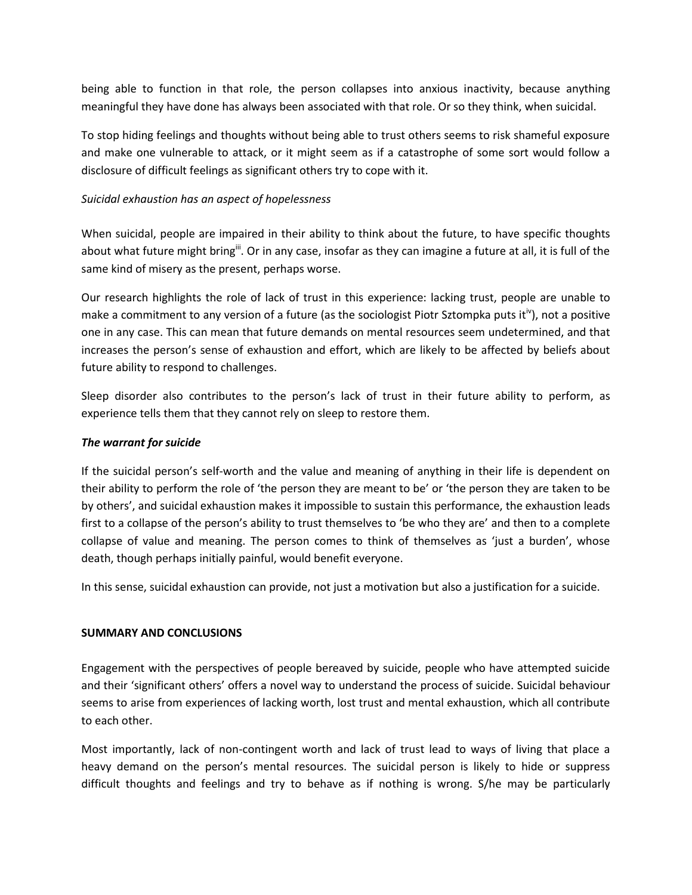being able to function in that role, the person collapses into anxious inactivity, because anything meaningful they have done has always been associated with that role. Or so they think, when suicidal.

To stop hiding feelings and thoughts without being able to trust others seems to risk shameful exposure and make one vulnerable to attack, or it might seem as if a catastrophe of some sort would follow a disclosure of difficult feelings as significant others try to cope with it.

*Suicidal exhaustion has an aspect of hopelessness*

When suicidal, people are impaired in their ability to think about the future, to have specific thoughts about what future might bring[iii]. Or in any case, insofar as they can imagine a future at all, it is full of the same kind of misery as the present, perhaps worse.

Our research highlights the role of lack of trust in this experience: lacking trust, people are unable to make a commitment to any version of a future (as the sociologist Piotr Sztompka puts it[iv]), not a positive one in any case. This can mean that future demands on mental resources seem undetermined, and that increases the person's sense of exhaustion and effort, which are likely to be affected by beliefs about future ability to respond to challenges.

Sleep disorder also contributes to the person's lack of trust in their future ability to perform, as experience tells them that they cannot rely on sleep to restore them.

***The warrant for suicide***

If the suicidal person's self-worth and the value and meaning of anything in their life is dependent on their ability to perform the role of 'the person they are meant to be' or 'the person they are taken to be by others', and suicidal exhaustion makes it impossible to sustain this performance, the exhaustion leads first to a collapse of the person's ability to trust themselves to 'be who they are' and then to a complete collapse of value and meaning. The person comes to think of themselves as 'just a burden', whose death, though perhaps initially painful, would benefit everyone.

In this sense, suicidal exhaustion can provide, not just a motivation but also a justification for a suicide.

**SUMMARY AND CONCLUSIONS**

Engagement with the perspectives of people bereaved by suicide, people who have attempted suicide and their 'significant others' offers a novel way to understand the process of suicide. Suicidal behaviour seems to arise from experiences of lacking worth, lost trust and mental exhaustion, which all contribute to each other.

Most importantly, lack of non-contingent worth and lack of trust lead to ways of living that place a heavy demand on the person's mental resources. The suicidal person is likely to hide or suppress difficult thoughts and feelings and try to behave as if nothing is wrong. S/he may be particularly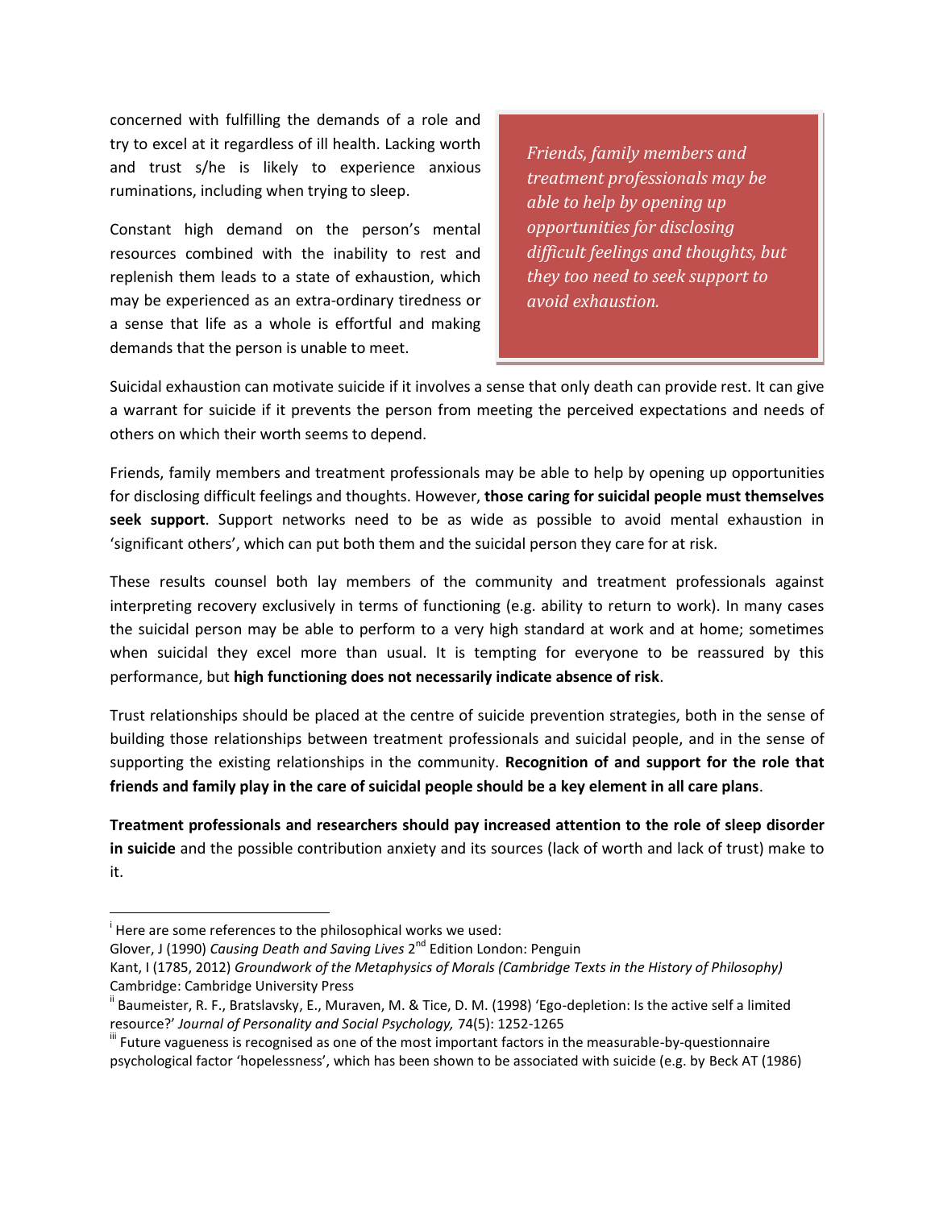concerned with fulfilling the demands of a role and try to excel at it regardless of ill health. Lacking worth and trust s/he is likely to experience anxious ruminations, including when trying to sleep.

Constant high demand on the person's mental resources combined with the inability to rest and replenish them leads to a state of exhaustion, which may be experienced as an extra-ordinary tiredness or a sense that life as a whole is effortful and making demands that the person is unable to meet.

> *Friends, family members and treatment professionals may be able to help by opening up opportunities for disclosing difficult feelings and thoughts, but they too need to seek support to avoid exhaustion.*

Suicidal exhaustion can motivate suicide if it involves a sense that only death can provide rest. It can give a warrant for suicide if it prevents the person from meeting the perceived expectations and needs of others on which their worth seems to depend.

Friends, family members and treatment professionals may be able to help by opening up opportunities for disclosing difficult feelings and thoughts. However, **those caring for suicidal people must themselves seek support**. Support networks need to be as wide as possible to avoid mental exhaustion in 'significant others', which can put both them and the suicidal person they care for at risk.

These results counsel both lay members of the community and treatment professionals against interpreting recovery exclusively in terms of functioning (e.g. ability to return to work). In many cases the suicidal person may be able to perform to a very high standard at work and at home; sometimes when suicidal they excel more than usual. It is tempting for everyone to be reassured by this performance, but **high functioning does not necessarily indicate absence of risk**.

Trust relationships should be placed at the centre of suicide prevention strategies, both in the sense of building those relationships between treatment professionals and suicidal people, and in the sense of supporting the existing relationships in the community. **Recognition of and support for the role that friends and family play in the care of suicidal people should be a key element in all care plans**.

**Treatment professionals and researchers should pay increased attention to the role of sleep disorder in suicide** and the possible contribution anxiety and its sources (lack of worth and lack of trust) make to it.

---

[i] Here are some references to the philosophical works we used:
Glover, J (1990) *Causing Death and Saving Lives* 2nd Edition London: Penguin
Kant, I (1785, 2012) *Groundwork of the Metaphysics of Morals (Cambridge Texts in the History of Philosophy)* Cambridge: Cambridge University Press

[ii] Baumeister, R. F., Bratslavsky, E., Muraven, M. & Tice, D. M. (1998) 'Ego-depletion: Is the active self a limited resource?' *Journal of Personality and Social Psychology,* 74(5): 1252-1265

[iii] Future vagueness is recognised as one of the most important factors in the measurable-by-questionnaire psychological factor 'hopelessness', which has been shown to be associated with suicide (e.g. by Beck AT (1986)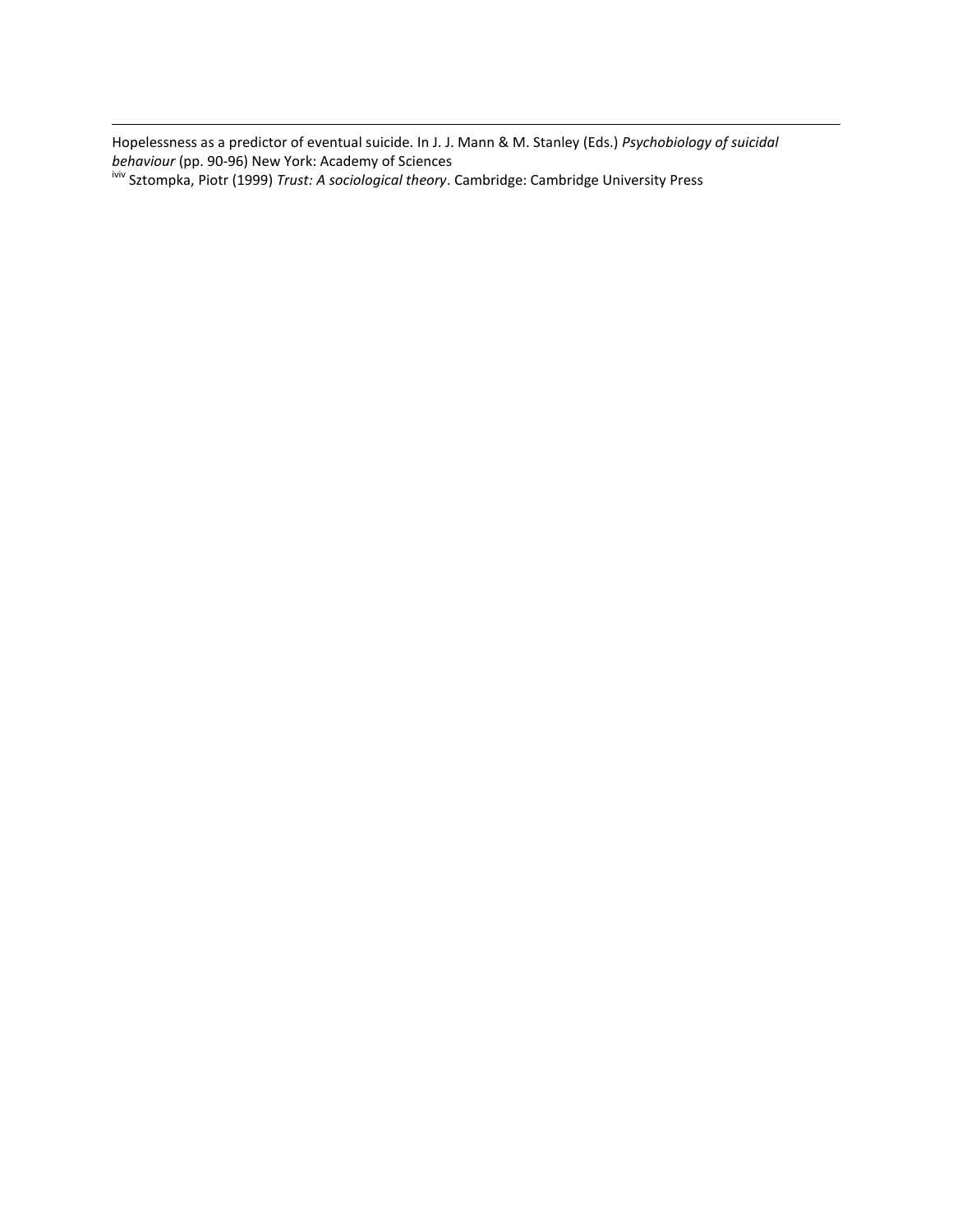Hopelessness as a predictor of eventual suicide. In J. J. Mann & M. Stanley (Eds.) *Psychobiology of suicidal behaviour* (pp. 90-96) New York: Academy of Sciences

[iviv] Sztompka, Piotr (1999) *Trust: A sociological theory*. Cambridge: Cambridge University Press